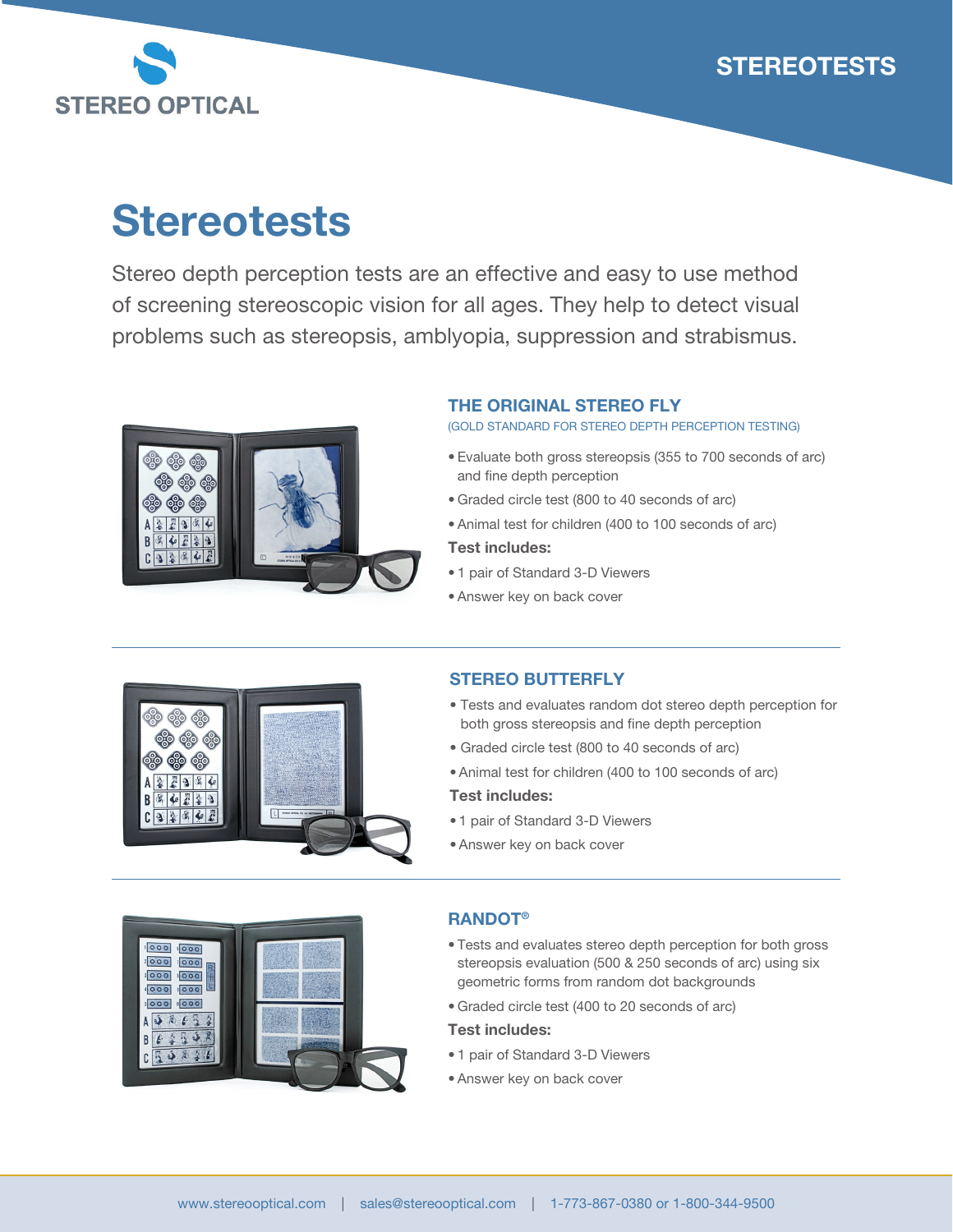STEREO OPTICAL

STEREOTESTS

# Stereotests

Stereo depth perception tests are an effective and easy to use method of screening stereoscopic vision for all ages. They help to detect visual problems such as stereopsis, amblyopia, suppression and strabismus.

## THE ORIGINAL STEREO FLY

(GOLD STANDARD FOR STEREO DEPTH PERCEPTION TESTING)

- Evaluate both gross stereopsis (355 to 700 seconds of arc) and fine depth perception
- Graded circle test (800 to 40 seconds of arc)
- Animal test for children (400 to 100 seconds of arc)

**Test includes:**

- 1 pair of Standard 3-D Viewers
- Answer key on back cover

## STEREO BUTTERFLY

- Tests and evaluates random dot stereo depth perception for both gross stereopsis and fine depth perception
- Graded circle test (800 to 40 seconds of arc)
- Animal test for children (400 to 100 seconds of arc)

**Test includes:**

- 1 pair of Standard 3-D Viewers
- Answer key on back cover

## RANDOT®

- Tests and evaluates stereo depth perception for both gross stereopsis evaluation (500 & 250 seconds of arc) using six geometric forms from random dot backgrounds
- Graded circle test (400 to 20 seconds of arc)

**Test includes:**

- 1 pair of Standard 3-D Viewers
- Answer key on back cover

www.stereooptical.com | sales@stereooptical.com | 1-773-867-0380 or 1-800-344-9500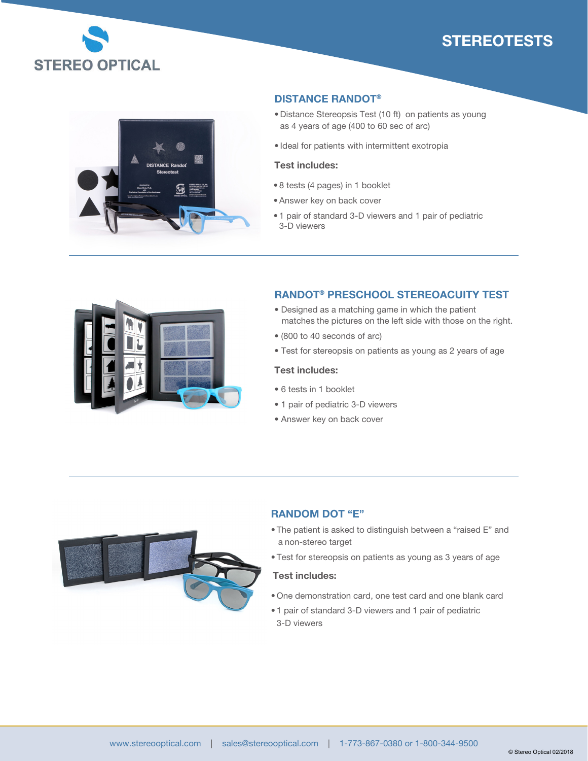STEREO OPTICAL

# STEREOTESTS

## DISTANCE RANDOT®

- Distance Stereopsis Test (10 ft) on patients as young as 4 years of age (400 to 60 sec of arc)
- Ideal for patients with intermittent exotropia

**Test includes:**

- 8 tests (4 pages) in 1 booklet
- Answer key on back cover
- 1 pair of standard 3-D viewers and 1 pair of pediatric 3-D viewers

## RANDOT® PRESCHOOL STEREOACUITY TEST

- Designed as a matching game in which the patient matches the pictures on the left side with those on the right.
- (800 to 40 seconds of arc)
- Test for stereopsis on patients as young as 2 years of age

**Test includes:**

- 6 tests in 1 booklet
- 1 pair of pediatric 3-D viewers
- Answer key on back cover

## RANDOM DOT "E"

- The patient is asked to distinguish between a "raised E" and a non-stereo target
- Test for stereopsis on patients as young as 3 years of age

**Test includes:**

- One demonstration card, one test card and one blank card
- 1 pair of standard 3-D viewers and 1 pair of pediatric 3-D viewers

www.stereooptical.com | sales@stereooptical.com | 1-773-867-0380 or 1-800-344-9500

© Stereo Optical 02/2018